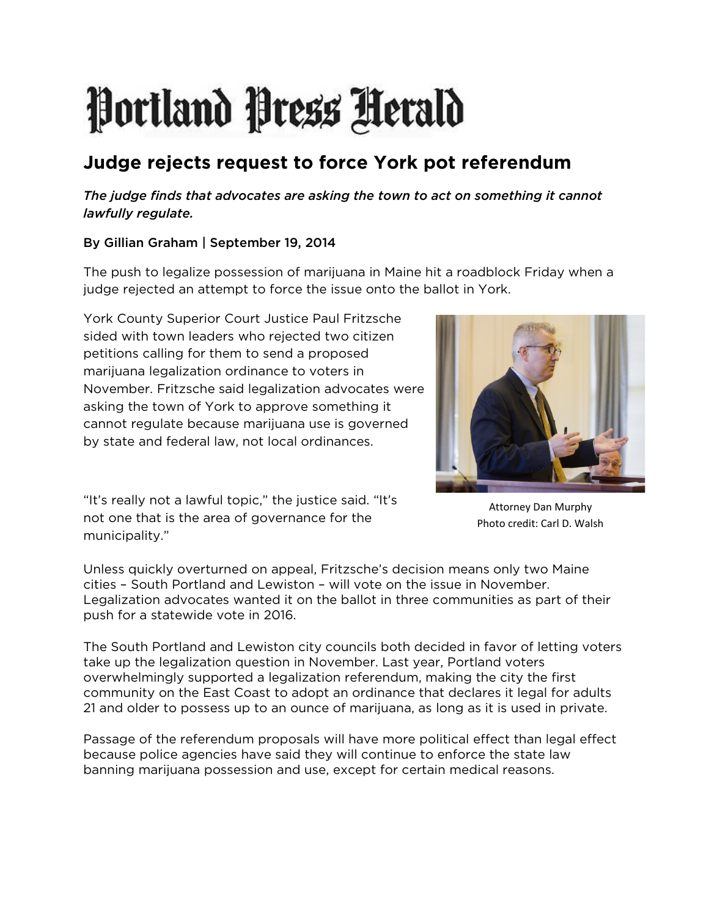# Portland Press Herald

## Judge rejects request to force York pot referendum

***The judge finds that advocates are asking the town to act on something it cannot lawfully regulate.***

**By Gillian Graham | September 19, 2014**

The push to legalize possession of marijuana in Maine hit a roadblock Friday when a judge rejected an attempt to force the issue onto the ballot in York.

York County Superior Court Justice Paul Fritzsche sided with town leaders who rejected two citizen petitions calling for them to send a proposed marijuana legalization ordinance to voters in November. Fritzsche said legalization advocates were asking the town of York to approve something it cannot regulate because marijuana use is governed by state and federal law, not local ordinances.

Attorney Dan Murphy
Photo credit: Carl D. Walsh

"It's really not a lawful topic," the justice said. "It's not one that is the area of governance for the municipality."

Unless quickly overturned on appeal, Fritzsche's decision means only two Maine cities – South Portland and Lewiston – will vote on the issue in November. Legalization advocates wanted it on the ballot in three communities as part of their push for a statewide vote in 2016.

The South Portland and Lewiston city councils both decided in favor of letting voters take up the legalization question in November. Last year, Portland voters overwhelmingly supported a legalization referendum, making the city the first community on the East Coast to adopt an ordinance that declares it legal for adults 21 and older to possess up to an ounce of marijuana, as long as it is used in private.

Passage of the referendum proposals will have more political effect than legal effect because police agencies have said they will continue to enforce the state law banning marijuana possession and use, except for certain medical reasons.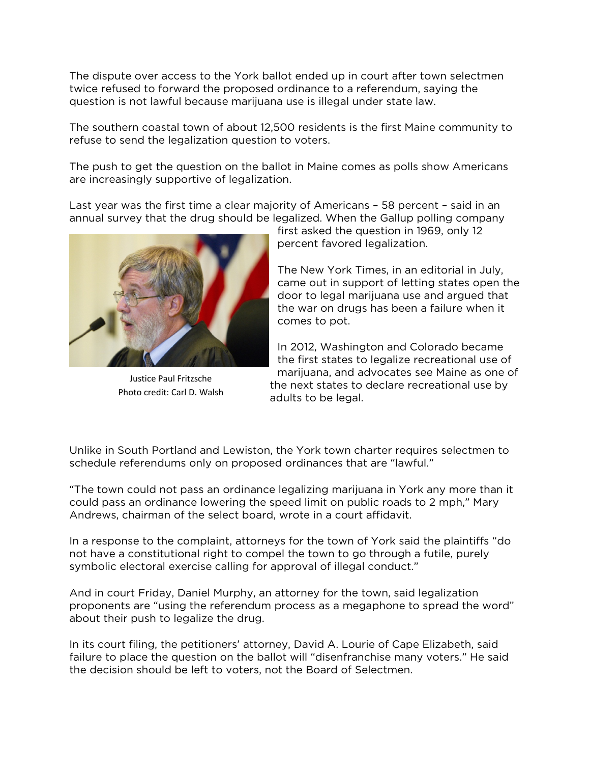The dispute over access to the York ballot ended up in court after town selectmen twice refused to forward the proposed ordinance to a referendum, saying the question is not lawful because marijuana use is illegal under state law.

The southern coastal town of about 12,500 residents is the first Maine community to refuse to send the legalization question to voters.

The push to get the question on the ballot in Maine comes as polls show Americans are increasingly supportive of legalization.

Last year was the first time a clear majority of Americans – 58 percent – said in an annual survey that the drug should be legalized. When the Gallup polling company first asked the question in 1969, only 12 percent favored legalization.

Justice Paul Fritzsche
Photo credit: Carl D. Walsh

The New York Times, in an editorial in July, came out in support of letting states open the door to legal marijuana use and argued that the war on drugs has been a failure when it comes to pot.

In 2012, Washington and Colorado became the first states to legalize recreational use of marijuana, and advocates see Maine as one of the next states to declare recreational use by adults to be legal.

Unlike in South Portland and Lewiston, the York town charter requires selectmen to schedule referendums only on proposed ordinances that are "lawful."

"The town could not pass an ordinance legalizing marijuana in York any more than it could pass an ordinance lowering the speed limit on public roads to 2 mph," Mary Andrews, chairman of the select board, wrote in a court affidavit.

In a response to the complaint, attorneys for the town of York said the plaintiffs "do not have a constitutional right to compel the town to go through a futile, purely symbolic electoral exercise calling for approval of illegal conduct."

And in court Friday, Daniel Murphy, an attorney for the town, said legalization proponents are "using the referendum process as a megaphone to spread the word" about their push to legalize the drug.

In its court filing, the petitioners' attorney, David A. Lourie of Cape Elizabeth, said failure to place the question on the ballot will "disenfranchise many voters." He said the decision should be left to voters, not the Board of Selectmen.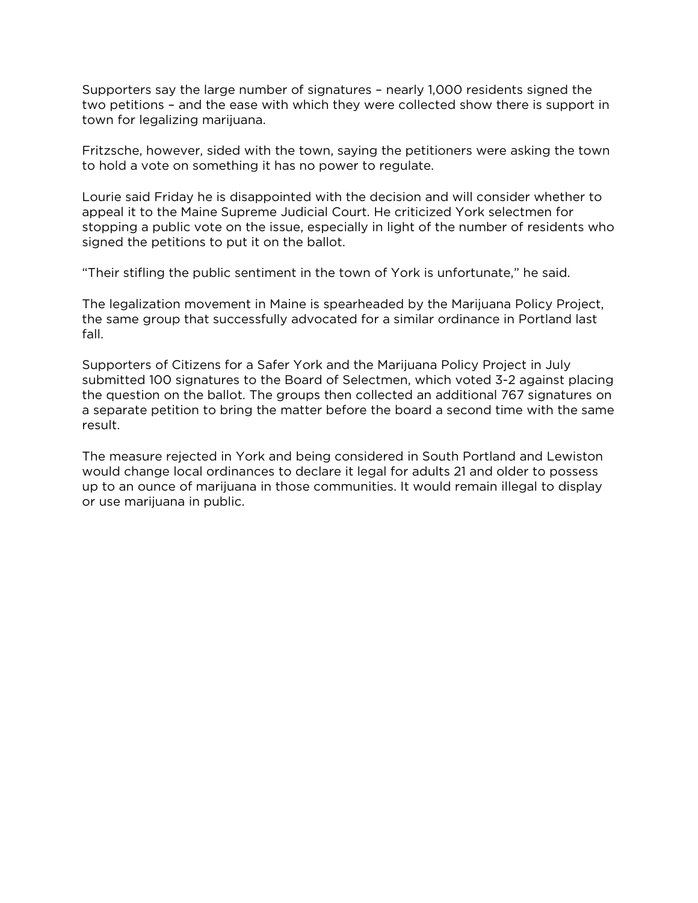Supporters say the large number of signatures – nearly 1,000 residents signed the two petitions – and the ease with which they were collected show there is support in town for legalizing marijuana.

Fritzsche, however, sided with the town, saying the petitioners were asking the town to hold a vote on something it has no power to regulate.

Lourie said Friday he is disappointed with the decision and will consider whether to appeal it to the Maine Supreme Judicial Court. He criticized York selectmen for stopping a public vote on the issue, especially in light of the number of residents who signed the petitions to put it on the ballot.

"Their stifling the public sentiment in the town of York is unfortunate," he said.

The legalization movement in Maine is spearheaded by the Marijuana Policy Project, the same group that successfully advocated for a similar ordinance in Portland last fall.

Supporters of Citizens for a Safer York and the Marijuana Policy Project in July submitted 100 signatures to the Board of Selectmen, which voted 3-2 against placing the question on the ballot. The groups then collected an additional 767 signatures on a separate petition to bring the matter before the board a second time with the same result.

The measure rejected in York and being considered in South Portland and Lewiston would change local ordinances to declare it legal for adults 21 and older to possess up to an ounce of marijuana in those communities. It would remain illegal to display or use marijuana in public.